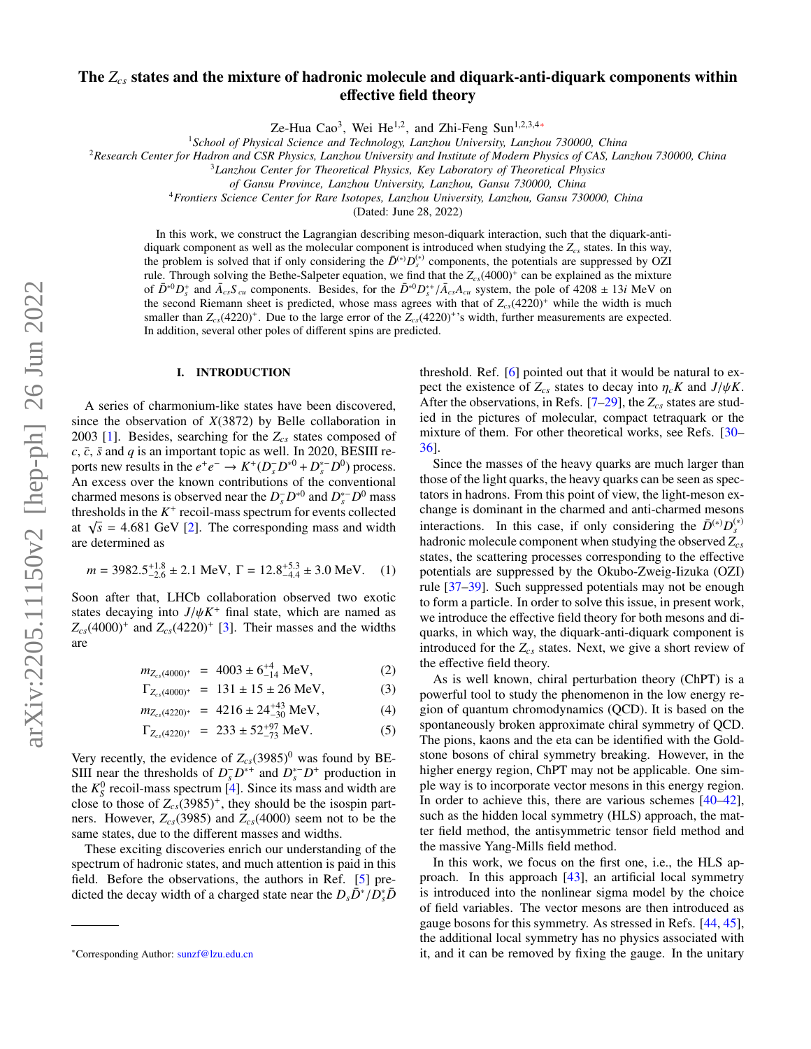# The $Z_{cs}$ states and the mixture of hadronic molecule and diquark-anti-diquark components within effective field theory

Ze-Hua Cao[3], Wei He[1,2], and Zhi-Feng Sun[1,2,3,4*]

[1]*School of Physical Science and Technology, Lanzhou University, Lanzhou 730000, China*

[2]*Research Center for Hadron and CSR Physics, Lanzhou University and Institute of Modern Physics of CAS, Lanzhou 730000, China*

[3]*Lanzhou Center for Theoretical Physics, Key Laboratory of Theoretical Physics of Gansu Province, Lanzhou University, Lanzhou, Gansu 730000, China*

[4]*Frontiers Science Center for Rare Isotopes, Lanzhou University, Lanzhou, Gansu 730000, China*

(Dated: June 28, 2022)

In this work, we construct the Lagrangian describing meson-diquark interaction, such that the diquark-anti-diquark component as well as the molecular component is introduced when studying the $Z_{cs}$ states. In this way, the problem is solved that if only considering the $\bar{D}^{(*)}D_s^{(*)}$ components, the potentials are suppressed by OZI rule. Through solving the Bethe-Salpeter equation, we find that the $Z_{cs}(4000)^+$ can be explained as the mixture of $\bar{D}^{*0}D_s^+$ and $\bar{A}_{cs}S_{cu}$ components. Besides, for the $\bar{D}^{*0}D_s^{*+}/\bar{A}_{cs}A_{cu}$ system, the pole of $4208 \pm 13i$ MeV on the second Riemann sheet is predicted, whose mass agrees with that of $Z_{cs}(4220)^+$ while the width is much smaller than $Z_{cs}(4220)^+$. Due to the large error of the $Z_{cs}(4220)^+$'s width, further measurements are expected. In addition, several other poles of different spins are predicted.

## I. INTRODUCTION

A series of charmonium-like states have been discovered, since the observation of $X(3872)$ by Belle collaboration in 2003 [1]. Besides, searching for the $Z_{cs}$ states composed of $c$, $\bar{c}$, $\bar{s}$ and $q$ is an important topic as well. In 2020, BESIII reports new results in the $e^+e^- \to K^+(D_s^- D^{*0} + D_s^{*-}D^0)$ process. An excess over the known contributions of the conventional charmed mesons is observed near the $D_s^- D^{*0}$ and $D_s^{*-}D^0$ mass thresholds in the $K^+$ recoil-mass spectrum for events collected at $\sqrt{s} = 4.681$ GeV [2]. The corresponding mass and width are determined as

$$m = 3982.5^{+1.8}_{-2.6} \pm 2.1 \text{ MeV}, \; \Gamma = 12.8^{+5.3}_{-4.4} \pm 3.0 \text{ MeV}. \quad (1)$$

Soon after that, LHCb collaboration observed two exotic states decaying into $J/\psi K^+$ final state, which are named as $Z_{cs}(4000)^+$ and $Z_{cs}(4220)^+$ [3]. Their masses and the widths are

$$m_{Z_{cs}(4000)^+} = 4003 \pm 6^{+4}_{-14} \text{ MeV}, \quad (2)$$

$$\Gamma_{Z_{cs}(4000)^+} = 131 \pm 15 \pm 26 \text{ MeV}, \quad (3)$$

$$m_{Z_{cs}(4220)^+} = 4216 \pm 24^{+43}_{-30} \text{ MeV}, \quad (4)$$

$$\Gamma_{Z_{cs}(4220)^+} = 233 \pm 52^{+97}_{-73} \text{ MeV}. \quad (5)$$

Very recently, the evidence of $Z_{cs}(3985)^0$ was found by BESIII near the thresholds of $D_s^- D^{*+}$ and $D_s^{*-}D^+$ production in the $K_S^0$ recoil-mass spectrum [4]. Since its mass and width are close to those of $Z_{cs}(3985)^+$, they should be the isospin partners. However, $Z_{cs}(3985)$ and $Z_{cs}(4000)$ seem not to be the same states, due to the different masses and widths.

These exciting discoveries enrich our understanding of the spectrum of hadronic states, and much attention is paid in this field. Before the observations, the authors in Ref. [5] predicted the decay width of a charged state near the $D_s\bar{D}^*/D_s^*\bar{D}$ threshold. Ref. [6] pointed out that it would be natural to expect the existence of $Z_{cs}$ states to decay into $\eta_c K$ and $J/\psi K$. After the observations, in Refs. [7–29], the $Z_{cs}$ states are studied in the pictures of molecular, compact tetraquark or the mixture of them. For other theoretical works, see Refs. [30–36].

Since the masses of the heavy quarks are much larger than those of the light quarks, the heavy quarks can be seen as spectators in hadrons. From this point of view, the light-meson exchange is dominant in the charmed and anti-charmed mesons interactions. In this case, if only considering the $\bar{D}^{(*)}D_s^{(*)}$ hadronic molecule component when studying the observed $Z_{cs}$ states, the scattering processes corresponding to the effective potentials are suppressed by the Okubo-Zweig-Iizuka (OZI) rule [37–39]. Such suppressed potentials may not be enough to form a particle. In order to solve this issue, in present work, we introduce the effective field theory for both mesons and diquarks, in which way, the diquark-anti-diquark component is introduced for the $Z_{cs}$ states. Next, we give a short review of the effective field theory.

As is well known, chiral perturbation theory (ChPT) is a powerful tool to study the phenomenon in the low energy region of quantum chromodynamics (QCD). It is based on the spontaneously broken approximate chiral symmetry of QCD. The pions, kaons and the eta can be identified with the Goldstone bosons of chiral symmetry breaking. However, in the higher energy region, ChPT may not be applicable. One simple way is to incorporate vector mesons in this energy region. In order to achieve this, there are various schemes [40–42], such as the hidden local symmetry (HLS) approach, the matter field method, the antisymmetric tensor field method and the massive Yang-Mills field method.

In this work, we focus on the first one, i.e., the HLS approach. In this approach [43], an artificial local symmetry is introduced into the nonlinear sigma model by the choice of field variables. The vector mesons are then introduced as gauge bosons for this symmetry. As stressed in Refs. [44, 45], the additional local symmetry has no physics associated with it, and it can be removed by fixing the gauge. In the unitary

*Corresponding Author: sunzf@lzu.edu.cn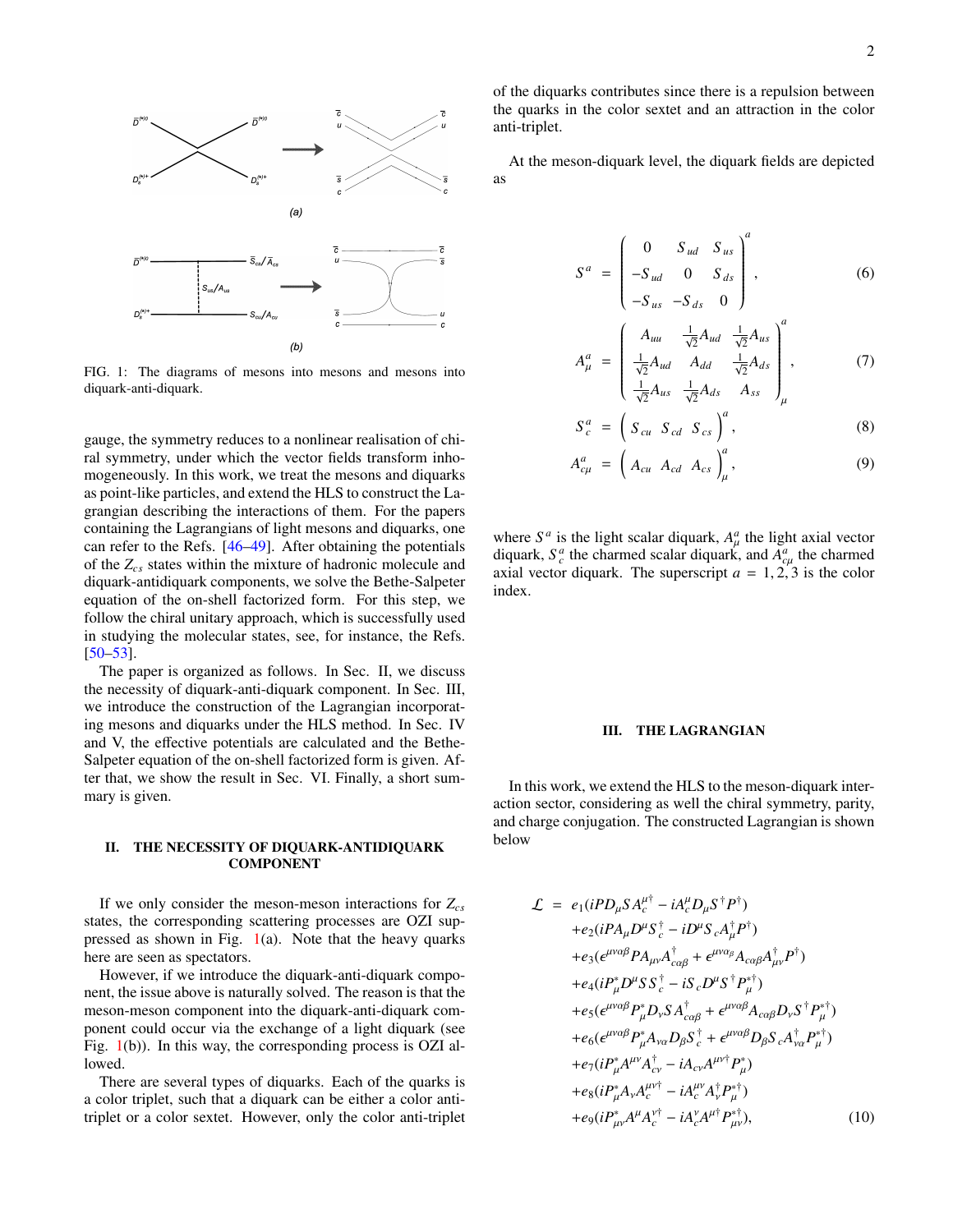FIG. 1: The diagrams of mesons into mesons and mesons into diquark-anti-diquark.

gauge, the symmetry reduces to a nonlinear realisation of chiral symmetry, under which the vector fields transform inhomogeneously. In this work, we treat the mesons and diquarks as point-like particles, and extend the HLS to construct the Lagrangian describing the interactions of them. For the papers containing the Lagrangians of light mesons and diquarks, one can refer to the Refs. [46–49]. After obtaining the potentials of the $Z_{cs}$ states within the mixture of hadronic molecule and diquark-antidiquark components, we solve the Bethe-Salpeter equation of the on-shell factorized form. For this step, we follow the chiral unitary approach, which is successfully used in studying the molecular states, see, for instance, the Refs. [50–53].

The paper is organized as follows. In Sec. II, we discuss the necessity of diquark-anti-diquark component. In Sec. III, we introduce the construction of the Lagrangian incorporating mesons and diquarks under the HLS method. In Sec. IV and V, the effective potentials are calculated and the Bethe-Salpeter equation of the on-shell factorized form is given. After that, we show the result in Sec. VI. Finally, a short summary is given.

## II. THE NECESSITY OF DIQUARK-ANTIDIQUARK COMPONENT

If we only consider the meson-meson interactions for $Z_{cs}$ states, the corresponding scattering processes are OZI suppressed as shown in Fig. 1(a). Note that the heavy quarks here are seen as spectators.

However, if we introduce the diquark-anti-diquark component, the issue above is naturally solved. The reason is that the meson-meson component into the diquark-anti-diquark component could occur via the exchange of a light diquark (see Fig. 1(b)). In this way, the corresponding process is OZI allowed.

There are several types of diquarks. Each of the quarks is a color triplet, such that a diquark can be either a color anti-triplet or a color sextet. However, only the color anti-triplet of the diquarks contributes since there is a repulsion between the quarks in the color sextet and an attraction in the color anti-triplet.

At the meson-diquark level, the diquark fields are depicted as

$$S^a = \begin{pmatrix} 0 & S_{ud} & S_{us} \\ -S_{ud} & 0 & S_{ds} \\ -S_{us} & -S_{ds} & 0 \end{pmatrix}^a, \tag{6}$$

$$A^a_\mu = \begin{pmatrix} A_{uu} & \frac{1}{\sqrt{2}}A_{ud} & \frac{1}{\sqrt{2}}A_{us} \\ \frac{1}{\sqrt{2}}A_{ud} & A_{dd} & \frac{1}{\sqrt{2}}A_{ds} \\ \frac{1}{\sqrt{2}}A_{us} & \frac{1}{\sqrt{2}}A_{ds} & A_{ss} \end{pmatrix}^a_\mu, \tag{7}$$

$$S^a_c = \begin{pmatrix} S_{cu} & S_{cd} & S_{cs} \end{pmatrix}^a, \tag{8}$$

$$A^a_{c\mu} = \begin{pmatrix} A_{cu} & A_{cd} & A_{cs} \end{pmatrix}^a_\mu, \tag{9}$$

where $S^a$ is the light scalar diquark, $A^a_\mu$ the light axial vector diquark, $S^a_c$ the charmed scalar diquark, and $A^a_{c\mu}$ the charmed axial vector diquark. The superscript $a = 1, 2, 3$ is the color index.

## III. THE LAGRANGIAN

In this work, we extend the HLS to the meson-diquark interaction sector, considering as well the chiral symmetry, parity, and charge conjugation. The constructed Lagrangian is shown below

$$\begin{aligned}
\mathcal{L} = \; & e_1(iPD_\mu S A^{\mu\dagger}_c - iA^\mu_c D_\mu S^\dagger P^\dagger) \\
& + e_2(iPA_\mu D^\mu S^\dagger_c - iD^\mu S_c A^\dagger_\mu P^\dagger) \\
& + e_3(\epsilon^{\mu\nu\alpha\beta} P A_{\mu\nu} A^\dagger_{c\alpha\beta} + \epsilon^{\mu\nu\alpha_\beta} A_{c\alpha\beta} A^\dagger_{\mu\nu} P^\dagger) \\
& + e_4(iP^*_\mu D^\mu S S^\dagger_c - iS_c D^\mu S^\dagger P^{*\dagger}_\mu) \\
& + e_5(\epsilon^{\mu\nu\alpha\beta} P^*_\mu D_\nu S A^\dagger_{c\alpha\beta} + \epsilon^{\mu\nu\alpha\beta} A_{c\alpha\beta} D_\nu S^\dagger P^{*\dagger}_\mu) \\
& + e_6(\epsilon^{\mu\nu\alpha\beta} P^*_\mu A_{\nu\alpha} D_\beta S^\dagger_c + \epsilon^{\mu\nu\alpha\beta} D_\beta S_c A^\dagger_{\nu\alpha} P^{*\dagger}_\mu) \\
& + e_7(iP^*_\mu A^{\mu\nu} A^\dagger_{c\nu} - iA_{c\nu} A^{\mu\nu\dagger} P^*_\mu) \\
& + e_8(iP^*_\mu A_\nu A^{\mu\nu}_c{}^{\dagger} - iA^{\mu\nu}_c A^\dagger_\nu P^{*\dagger}_\mu) \\
& + e_9(iP^*_{\mu\nu} A^\mu A^{\nu\dagger}_c - iA^\nu_c A^{\mu\dagger} P^{*\dagger}_{\mu\nu}),
\end{aligned} \tag{10}$$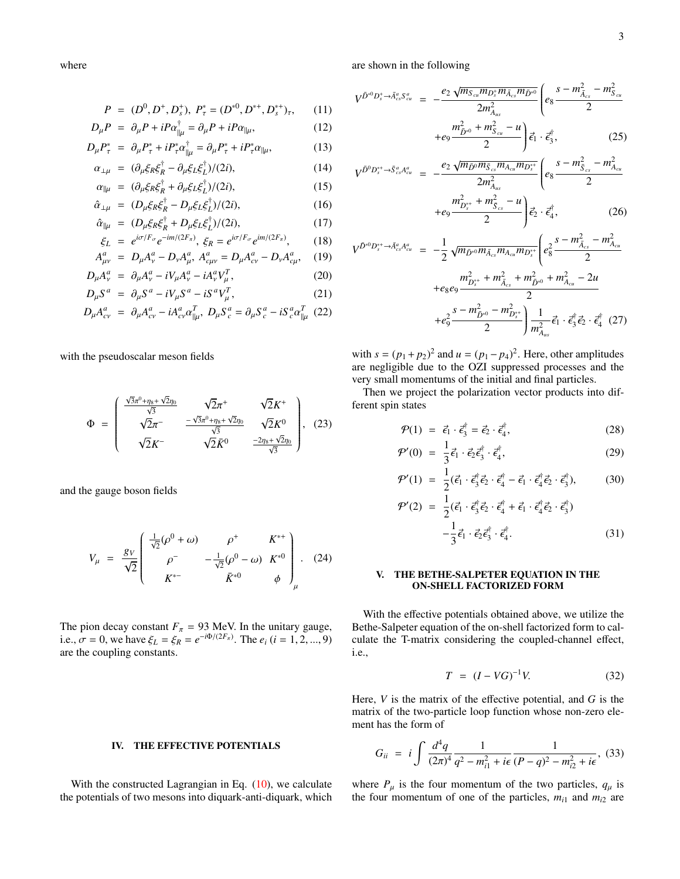where

$$P = (D^0, D^+, D_s^+),\ P_\tau^* = (D^{*0}, D^{*+}, D_s^{*+})_\tau, \quad (11)$$

$$D_\mu P = \partial_\mu P + iP\alpha_{\|\mu}^\dagger = \partial_\mu P + iP\alpha_{\|\mu}, \quad (12)$$

$$D_\mu P_\tau^* = \partial_\mu P_\tau^* + iP_\tau^*\alpha_{\|\mu}^\dagger = \partial_\mu P_\tau^* + iP_\tau^*\alpha_{\|\mu}, \quad (13)$$

$$\alpha_{\perp\mu} = (\partial_\mu \xi_R \xi_R^\dagger - \partial_\mu \xi_L \xi_L^\dagger)/(2i), \quad (14)$$

$$\alpha_{\|\mu} = (\partial_\mu \xi_R \xi_R^\dagger + \partial_\mu \xi_L \xi_L^\dagger)/(2i), \quad (15)$$

$$\hat{\alpha}_{\perp\mu} = (D_\mu \xi_R \xi_R^\dagger - D_\mu \xi_L \xi_L^\dagger)/(2i), \quad (16)$$

$$\hat{\alpha}_{\|\mu} = (D_\mu \xi_R \xi_R^\dagger + D_\mu \xi_L \xi_L^\dagger)/(2i), \quad (17)$$

$$\xi_L = e^{i\sigma/F_\sigma} e^{-im/(2F_\pi)},\ \xi_R = e^{i\sigma/F_\sigma} e^{im/(2F_\pi)}, \quad (18)$$

$$A_{\mu\nu}^a = D_\mu A_\nu^a - D_\nu A_\mu^a,\ A_{c\mu\nu}^a = D_\mu A_{c\nu}^a - D_\nu A_{c\mu}^a, \quad (19)$$

$$D_\mu A_\nu^a = \partial_\mu A_\nu^a - iV_\mu A_\nu^a - iA_\nu^a V_\mu^T, \quad (20)$$

$$D_\mu S^a = \partial_\mu S^a - iV_\mu S^a - iS^a V_\mu^T, \quad (21)$$

$$D_\mu A_{c\nu}^a = \partial_\mu A_{c\nu}^a - iA_{c\nu}^a \alpha_{\|\mu}^T,\ D_\mu S_c^a = \partial_\mu S_c^a - iS_c^a \alpha_{\|\mu}^T \quad (22)$$

with the pseudoscalar meson fields

$$\Phi = \begin{pmatrix} \frac{\sqrt{3}\pi^0+\eta_8+\sqrt{2}\eta_0}{\sqrt{3}} & \sqrt{2}\pi^+ & \sqrt{2}K^+ \\ \sqrt{2}\pi^- & \frac{-\sqrt{3}\pi^0+\eta_8+\sqrt{2}\eta_0}{\sqrt{3}} & \sqrt{2}K^0 \\ \sqrt{2}K^- & \sqrt{2}\bar{K}^0 & \frac{-2\eta_8+\sqrt{2}\eta_0}{\sqrt{3}} \end{pmatrix}, \quad (23)$$

and the gauge boson fields

$$V_\mu = \frac{g_V}{\sqrt{2}} \begin{pmatrix} \frac{1}{\sqrt{2}}(\rho^0+\omega) & \rho^+ & K^{*+} \\ \rho^- & -\frac{1}{\sqrt{2}}(\rho^0-\omega) & K^{*0} \\ K^{*-} & \bar{K}^{*0} & \phi \end{pmatrix}_\mu. \quad (24)$$

The pion decay constant $F_\pi = 93$ MeV. In the unitary gauge, i.e., $\sigma = 0$, we have $\xi_L = \xi_R = e^{-i\Phi/(2F_\pi)}$. The $e_i$ $(i = 1, 2, ..., 9)$ are the coupling constants.

## IV. THE EFFECTIVE POTENTIALS

With the constructed Lagrangian in Eq. (10), we calculate the potentials of two mesons into diquark-anti-diquark, which are shown in the following

$$V^{\bar{D}^{*0}D_s^+\to\bar{A}_{cs}^a S_{cu}^a} = -\frac{e_2\sqrt{m_{S_{cu}}m_{D_s^+}m_{\bar{A}_{cs}}m_{\bar{D}^{*0}}}}{2m_{A_{us}}^2}\left(e_8\frac{s-m_{\bar{A}_{cs}}^2-m_{\bar{S}_{cu}}^2}{2} + e_9\frac{m_{\bar{D}^{*0}}^2+m_{S_{cu}}^2-u}{2}\right)\vec{\epsilon}_1\cdot\vec{\epsilon}_3^\dagger, \quad (25)$$

$$V^{\bar{D}^0 D_s^{*+}\to\bar{S}_{cs}^a A_{cu}^a} = -\frac{e_2\sqrt{m_{\bar{D}^0}m_{\bar{S}_{cs}}m_{A_{cu}}m_{D_s^{*+}}}}{2m_{A_{us}}^2}\left(e_8\frac{s-m_{\bar{S}_{cs}}^2-m_{A_{cu}}^2}{2} + e_9\frac{m_{D_s^{*+}}^2+m_{\bar{S}_{cs}}^2-u}{2}\right)\vec{\epsilon}_2\cdot\vec{\epsilon}_4^\dagger, \quad (26)$$

$$V^{\bar{D}^{*0}D_s^{*+}\to\bar{A}_{cs}^a A_{cu}^a} = -\frac{1}{2}\sqrt{m_{\bar{D}^{*0}}m_{\bar{A}_{cs}}m_{A_{cu}}m_{D_s^{*+}}}\left(e_8^2\frac{s-m_{\bar{A}_{cs}}^2-m_{A_{cu}}^2}{2} + e_8e_9\frac{m_{D_s^{*+}}^2+m_{\bar{A}_{cs}}^2+m_{\bar{D}^{*0}}^2+m_{A_{cu}}^2-2u}{2} + e_9^2\frac{s-m_{\bar{D}^{*0}}^2-m_{D_s^{*+}}^2}{2}\right)\frac{1}{m_{A_{us}}^2}\vec{\epsilon}_1\cdot\vec{\epsilon}_3^\dagger\vec{\epsilon}_2\cdot\vec{\epsilon}_4^\dagger \quad (27)$$

with $s = (p_1+p_2)^2$ and $u = (p_1-p_4)^2$. Here, other amplitudes are negligible due to the OZI suppressed processes and the very small momentums of the initial and final particles.

Then we project the polarization vector products into different spin states

$$\mathcal{P}(1) = \vec{\epsilon}_1\cdot\vec{\epsilon}_3^\dagger = \vec{\epsilon}_2\cdot\vec{\epsilon}_4^\dagger, \quad (28)$$

$$\mathcal{P}'(0) = \frac{1}{3}\vec{\epsilon}_1\cdot\vec{\epsilon}_2\vec{\epsilon}_3^\dagger\cdot\vec{\epsilon}_4^\dagger, \quad (29)$$

$$\mathcal{P}'(1) = \frac{1}{2}(\vec{\epsilon}_1\cdot\vec{\epsilon}_3^\dagger\vec{\epsilon}_2\cdot\vec{\epsilon}_4^\dagger - \vec{\epsilon}_1\cdot\vec{\epsilon}_4^\dagger\vec{\epsilon}_2\cdot\vec{\epsilon}_3^\dagger), \quad (30)$$

$$\mathcal{P}'(2) = \frac{1}{2}(\vec{\epsilon}_1\cdot\vec{\epsilon}_3^\dagger\vec{\epsilon}_2\cdot\vec{\epsilon}_4^\dagger + \vec{\epsilon}_1\cdot\vec{\epsilon}_4^\dagger\vec{\epsilon}_2\cdot\vec{\epsilon}_3^\dagger) - \frac{1}{3}\vec{\epsilon}_1\cdot\vec{\epsilon}_2\vec{\epsilon}_3^\dagger\cdot\vec{\epsilon}_4^\dagger. \quad (31)$$

## V. THE BETHE-SALPETER EQUATION IN THE ON-SHELL FACTORIZED FORM

With the effective potentials obtained above, we utilize the Bethe-Salpeter equation of the on-shell factorized form to calculate the T-matrix considering the coupled-channel effect, i.e.,

$$T = (I - VG)^{-1}V. \quad (32)$$

Here, $V$ is the matrix of the effective potential, and $G$ is the matrix of the two-particle loop function whose non-zero element has the form of

$$G_{ii} = i\int\frac{d^4q}{(2\pi)^4}\frac{1}{q^2-m_{i1}^2+i\epsilon}\frac{1}{(P-q)^2-m_{i2}^2+i\epsilon}, \quad (33)$$

where $P_\mu$ is the four momentum of the two particles, $q_\mu$ is the four momentum of one of the particles, $m_{i1}$ and $m_{i2}$ are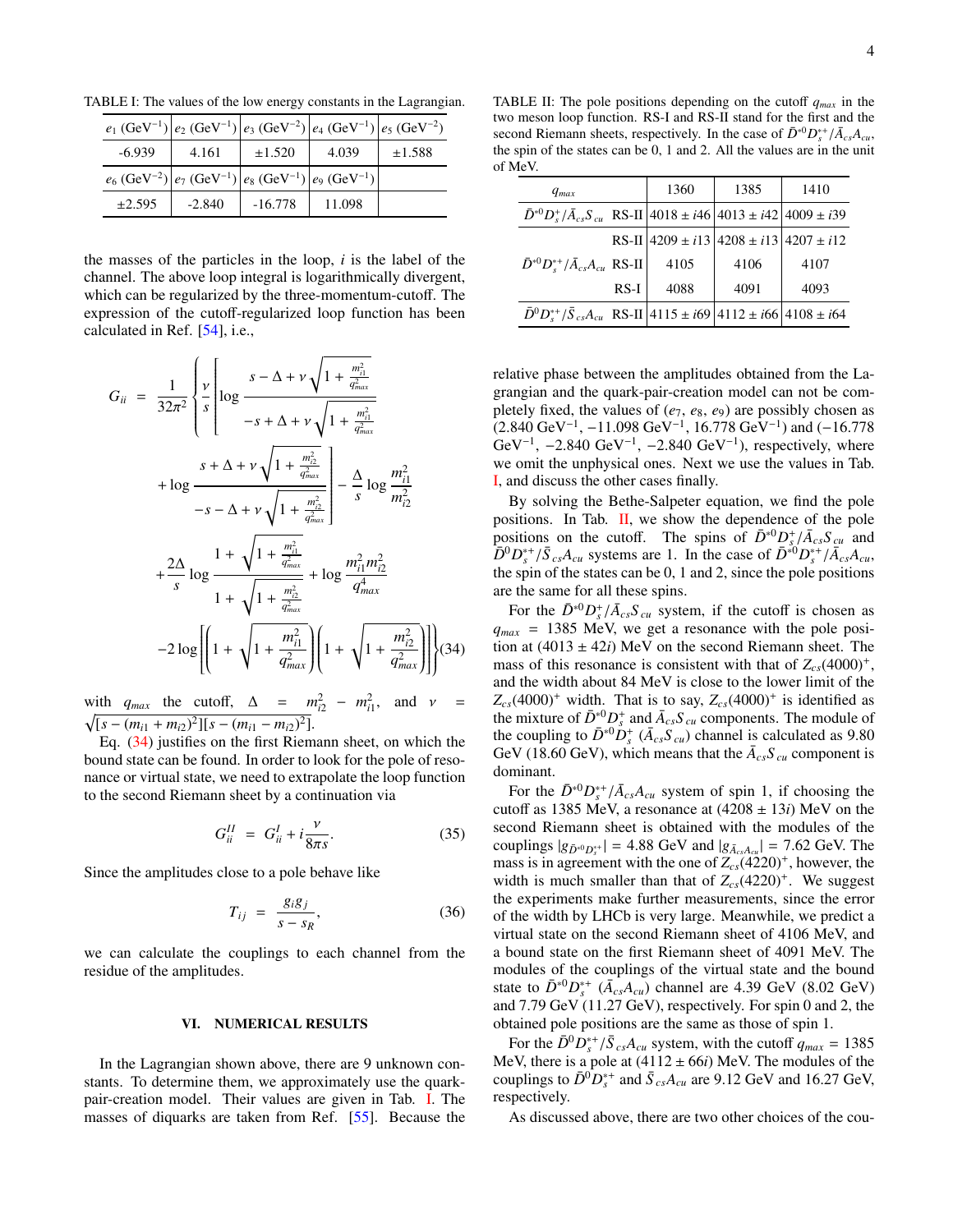TABLE I: The values of the low energy constants in the Lagrangian.

| $e_1$ (GeV$^{-1}$) | $e_2$ (GeV$^{-1}$) | $e_3$ (GeV$^{-2}$) | $e_4$ (GeV$^{-1}$) | $e_5$ (GeV$^{-2}$) |
|---|---|---|---|---|
| -6.939 | 4.161 | ±1.520 | 4.039 | ±1.588 |
| $e_6$ (GeV$^{-2}$) | $e_7$ (GeV$^{-1}$) | $e_8$ (GeV$^{-1}$) | $e_9$ (GeV$^{-1}$) | |
| ±2.595 | -2.840 | -16.778 | 11.098 | |

the masses of the particles in the loop, $i$ is the label of the channel. The above loop integral is logarithmically divergent, which can be regularized by the three-momentum-cutoff. The expression of the cutoff-regularized loop function has been calculated in Ref. [54], i.e.,

$$
\begin{aligned}
G_{ii} &= \frac{1}{32\pi^2}\left\{\frac{\nu}{s}\left[\log\frac{s-\Delta+\nu\sqrt{1+\frac{m_{i1}^2}{q_{max}^2}}}{-s+\Delta+\nu\sqrt{1+\frac{m_{i1}^2}{q_{max}^2}}}\right.\right. \\
&\quad\left. +\log\frac{s+\Delta+\nu\sqrt{1+\frac{m_{i2}^2}{q_{max}^2}}}{-s-\Delta+\nu\sqrt{1+\frac{m_{i2}^2}{q_{max}^2}}}\right]-\frac{\Delta}{s}\log\frac{m_{i1}^2}{m_{i2}^2} \\
&\quad +\frac{2\Delta}{s}\log\frac{1+\sqrt{1+\frac{m_{i1}^2}{q_{max}^2}}}{1+\sqrt{1+\frac{m_{i2}^2}{q_{max}^2}}}+\log\frac{m_{i1}^2 m_{i2}^2}{q_{max}^4} \\
&\quad\left. -2\log\left[\left(1+\sqrt{1+\frac{m_{i1}^2}{q_{max}^2}}\right)\left(1+\sqrt{1+\frac{m_{i2}^2}{q_{max}^2}}\right)\right]\right\}
\end{aligned}
\tag{34}
$$

with $q_{max}$ the cutoff, $\Delta = m_{i2}^2 - m_{i1}^2$, and $\nu = \sqrt{[s-(m_{i1}+m_{i2})^2][s-(m_{i1}-m_{i2})^2]}$.

Eq. (34) justifies on the first Riemann sheet, on which the bound state can be found. In order to look for the pole of resonance or virtual state, we need to extrapolate the loop function to the second Riemann sheet by a continuation via

$$G_{ii}^{II} = G_{ii}^{I} + i\frac{\nu}{8\pi s}. \tag{35}$$

Since the amplitudes close to a pole behave like

$$T_{ij} = \frac{g_i g_j}{s-s_R}, \tag{36}$$

we can calculate the couplings to each channel from the residue of the amplitudes.

## VI. NUMERICAL RESULTS

In the Lagrangian shown above, there are 9 unknown constants. To determine them, we approximately use the quark-pair-creation model. Their values are given in Tab. I. The masses of diquarks are taken from Ref. [55]. Because the relative phase between the amplitudes obtained from the Lagrangian and the quark-pair-creation model can not be completely fixed, the values of ($e_7$, $e_8$, $e_9$) are possibly chosen as (2.840 GeV$^{-1}$, $-11.098$ GeV$^{-1}$, 16.778 GeV$^{-1}$) and ($-16.778$ GeV$^{-1}$, $-2.840$ GeV$^{-1}$, $-2.840$ GeV$^{-1}$), respectively, where we omit the unphysical ones. Next we use the values in Tab. I, and discuss the other cases finally.

TABLE II: The pole positions depending on the cutoff $q_{max}$ in the two meson loop function. RS-I and RS-II stand for the first and the second Riemann sheets, respectively. In the case of $\bar{D}^{*0}D_s^{*+}/\bar{A}_{cs}A_{cu}$, the spin of the states can be 0, 1 and 2. All the values are in the unit of MeV.

| $q_{max}$ | | 1360 | 1385 | 1410 |
|---|---|---|---|---|
| $\bar{D}^{*0}D_s^{+}/\bar{A}_{cs}S_{cu}$ | RS-II | $4018 \pm i46$ | $4013 \pm i42$ | $4009 \pm i39$ |
| | RS-II | $4209 \pm i13$ | $4208 \pm i13$ | $4207 \pm i12$ |
| $\bar{D}^{*0}D_s^{*+}/\bar{A}_{cs}A_{cu}$ | RS-II | 4105 | 4106 | 4107 |
| | RS-I | 4088 | 4091 | 4093 |
| $\bar{D}^{0}D_s^{*+}/\bar{S}_{cs}A_{cu}$ | RS-II | $4115 \pm i69$ | $4112 \pm i66$ | $4108 \pm i64$ |

By solving the Bethe-Salpeter equation, we find the pole positions. In Tab. II, we show the dependence of the pole positions on the cutoff. The spins of $\bar{D}^{*0}D_s^{+}/\bar{A}_{cs}S_{cu}$ and $\bar{D}^{0}D_s^{*+}/\bar{S}_{cs}A_{cu}$ systems are 1. In the case of $\bar{D}^{*0}D_s^{*+}/\bar{A}_{cs}A_{cu}$, the spin of the states can be 0, 1 and 2, since the pole positions are the same for all these spins.

For the $\bar{D}^{*0}D_s^{+}/\bar{A}_{cs}S_{cu}$ system, if the cutoff is chosen as $q_{max}$ = 1385 MeV, we get a resonance with the pole position at $(4013 \pm 42i)$ MeV on the second Riemann sheet. The mass of this resonance is consistent with that of $Z_{cs}(4000)^+$, and the width about 84 MeV is close to the lower limit of the $Z_{cs}(4000)^+$ width. That is to say, $Z_{cs}(4000)^+$ is identified as the mixture of $\bar{D}^{*0}D_s^{+}$ and $\bar{A}_{cs}S_{cu}$ components. The module of the coupling to $\bar{D}^{*0}D_s^{+}$ ($\bar{A}_{cs}S_{cu}$) channel is calculated as 9.80 GeV (18.60 GeV), which means that the $\bar{A}_{cs}S_{cu}$ component is dominant.

For the $\bar{D}^{*0}D_s^{*+}/\bar{A}_{cs}A_{cu}$ system of spin 1, if choosing the cutoff as 1385 MeV, a resonance at $(4208 \pm 13i)$ MeV on the second Riemann sheet is obtained with the modules of the couplings $|g_{\bar{D}^{*0}D_s^{*+}}|$ = 4.88 GeV and $|g_{\bar{A}_{cs}A_{cu}}|$ = 7.62 GeV. The mass is in agreement with the one of $Z_{cs}(4220)^+$, however, the width is much smaller than that of $Z_{cs}(4220)^+$. We suggest the experiments make further measurements, since the error of the width by LHCb is very large. Meanwhile, we predict a virtual state on the second Riemann sheet of 4106 MeV, and a bound state on the first Riemann sheet of 4091 MeV. The modules of the couplings of the virtual state and the bound state to $\bar{D}^{*0}D_s^{*+}$ ($\bar{A}_{cs}A_{cu}$) channel are 4.39 GeV (8.02 GeV) and 7.79 GeV (11.27 GeV), respectively. For spin 0 and 2, the obtained pole positions are the same as those of spin 1.

For the $\bar{D}^{0}D_s^{*+}/\bar{S}_{cs}A_{cu}$ system, with the cutoff $q_{max}$ = 1385 MeV, there is a pole at $(4112 \pm 66i)$ MeV. The modules of the couplings to $\bar{D}^{0}D_s^{*+}$ and $\bar{S}_{cs}A_{cu}$ are 9.12 GeV and 16.27 GeV, respectively.

As discussed above, there are two other choices of the cou-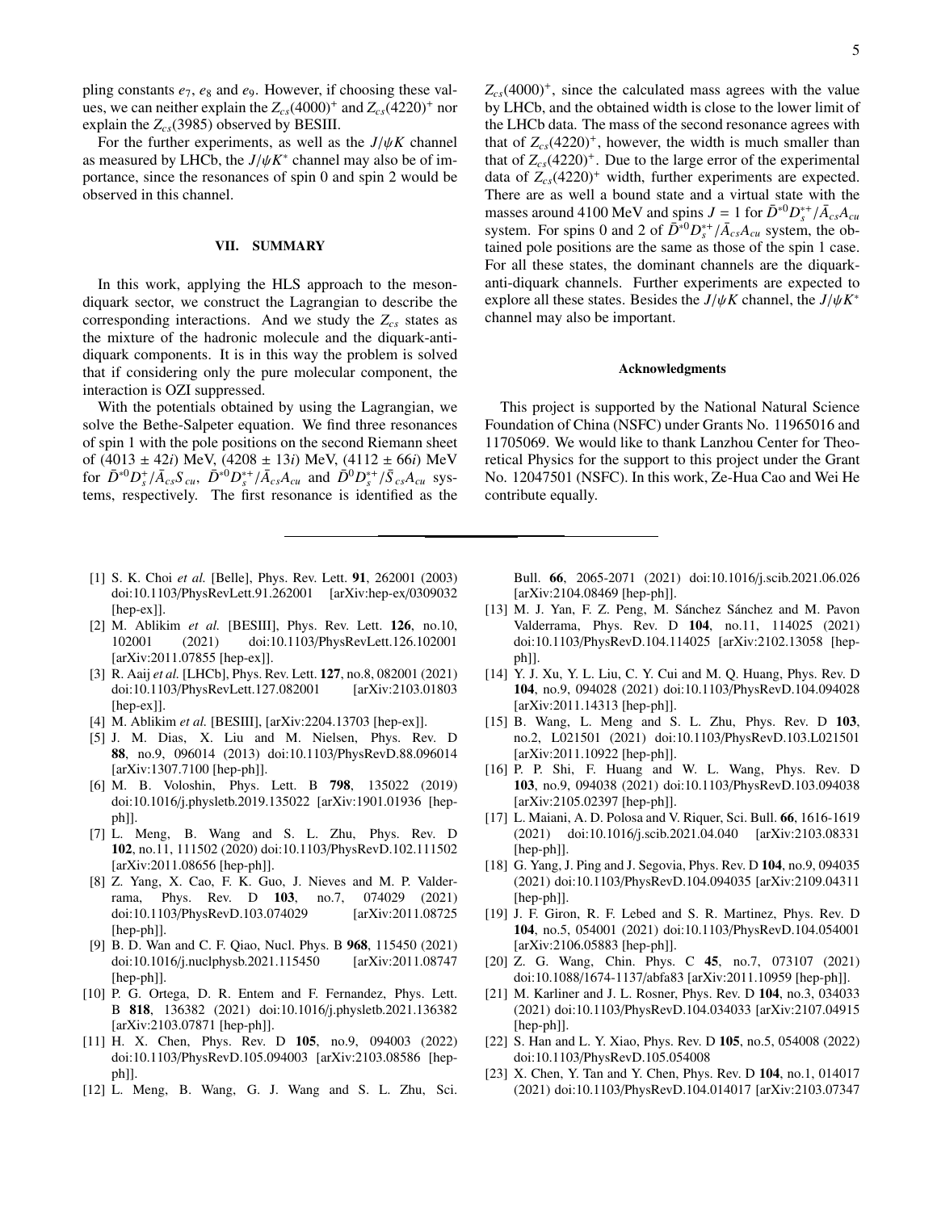pling constants $e_7$, $e_8$ and $e_9$. However, if choosing these values, we can neither explain the $Z_{cs}(4000)^+$ and $Z_{cs}(4220)^+$ nor explain the $Z_{cs}(3985)$ observed by BESIII.

For the further experiments, as well as the $J/\psi K$ channel as measured by LHCb, the $J/\psi K^*$ channel may also be of importance, since the resonances of spin 0 and spin 2 would be observed in this channel.

## VII. SUMMARY

In this work, applying the HLS approach to the meson-diquark sector, we construct the Lagrangian to describe the corresponding interactions. And we study the $Z_{cs}$ states as the mixture of the hadronic molecule and the diquark-anti-diquark components. It is in this way the problem is solved that if considering only the pure molecular component, the interaction is OZI suppressed.

With the potentials obtained by using the Lagrangian, we solve the Bethe-Salpeter equation. We find three resonances of spin 1 with the pole positions on the second Riemann sheet of $(4013 \pm 42i)$ MeV, $(4208 \pm 13i)$ MeV, $(4112 \pm 66i)$ MeV for $\bar{D}^{*0}D_s^+/\bar{A}_{cs}S_{cu}$, $\bar{D}^{*0}D_s^{*+}/\bar{A}_{cs}A_{cu}$ and $\bar{D}^0D_s^{*+}/\bar{S}_{cs}A_{cu}$ systems, respectively. The first resonance is identified as the $Z_{cs}(4000)^+$, since the calculated mass agrees with the value by LHCb, and the obtained width is close to the lower limit of the LHCb data. The mass of the second resonance agrees with that of $Z_{cs}(4220)^+$, however, the width is much smaller than that of $Z_{cs}(4220)^+$. Due to the large error of the experimental data of $Z_{cs}(4220)^+$ width, further experiments are expected. There are as well a bound state and a virtual state with the masses around 4100 MeV and spins $J = 1$ for $\bar{D}^{*0}D_s^{*+}/\bar{A}_{cs}A_{cu}$ system. For spins 0 and 2 of $\bar{D}^{*0}D_s^{*+}/\bar{A}_{cs}A_{cu}$ system, the obtained pole positions are the same as those of the spin 1 case. For all these states, the dominant channels are the diquark-anti-diquark channels. Further experiments are expected to explore all these states. Besides the $J/\psi K$ channel, the $J/\psi K^*$ channel may also be important.

### Acknowledgments

This project is supported by the National Natural Science Foundation of China (NSFC) under Grants No. 11965016 and 11705069. We would like to thank Lanzhou Center for Theoretical Physics for the support to this project under the Grant No. 12047501 (NSFC). In this work, Ze-Hua Cao and Wei He contribute equally.

---

[1] S. K. Choi *et al.* [Belle], Phys. Rev. Lett. **91**, 262001 (2003) doi:10.1103/PhysRevLett.91.262001 [arXiv:hep-ex/0309032 [hep-ex]].

[2] M. Ablikim *et al.* [BESIII], Phys. Rev. Lett. **126**, no.10, 102001 (2021) doi:10.1103/PhysRevLett.126.102001 [arXiv:2011.07855 [hep-ex]].

[3] R. Aaij *et al.* [LHCb], Phys. Rev. Lett. **127**, no.8, 082001 (2021) doi:10.1103/PhysRevLett.127.082001 [arXiv:2103.01803 [hep-ex]].

[4] M. Ablikim *et al.* [BESIII], [arXiv:2204.13703 [hep-ex]].

[5] J. M. Dias, X. Liu and M. Nielsen, Phys. Rev. D **88**, no.9, 096014 (2013) doi:10.1103/PhysRevD.88.096014 [arXiv:1307.7100 [hep-ph]].

[6] M. B. Voloshin, Phys. Lett. B **798**, 135022 (2019) doi:10.1016/j.physletb.2019.135022 [arXiv:1901.01936 [hep-ph]].

[7] L. Meng, B. Wang and S. L. Zhu, Phys. Rev. D **102**, no.11, 111502 (2020) doi:10.1103/PhysRevD.102.111502 [arXiv:2011.08656 [hep-ph]].

[8] Z. Yang, X. Cao, F. K. Guo, J. Nieves and M. P. Valderrama, Phys. Rev. D **103**, no.7, 074029 (2021) doi:10.1103/PhysRevD.103.074029 [arXiv:2011.08725 [hep-ph]].

[9] B. D. Wan and C. F. Qiao, Nucl. Phys. B **968**, 115450 (2021) doi:10.1016/j.nuclphysb.2021.115450 [arXiv:2011.08747 [hep-ph]].

[10] P. G. Ortega, D. R. Entem and F. Fernandez, Phys. Lett. B **818**, 136382 (2021) doi:10.1016/j.physletb.2021.136382 [arXiv:2103.07871 [hep-ph]].

[11] H. X. Chen, Phys. Rev. D **105**, no.9, 094003 (2022) doi:10.1103/PhysRevD.105.094003 [arXiv:2103.08586 [hep-ph]].

[12] L. Meng, B. Wang, G. J. Wang and S. L. Zhu, Sci. Bull. **66**, 2065-2071 (2021) doi:10.1016/j.scib.2021.06.026 [arXiv:2104.08469 [hep-ph]].

[13] M. J. Yan, F. Z. Peng, M. Sánchez Sánchez and M. Pavon Valderrama, Phys. Rev. D **104**, no.11, 114025 (2021) doi:10.1103/PhysRevD.104.114025 [arXiv:2102.13058 [hep-ph]].

[14] Y. J. Xu, Y. L. Liu, C. Y. Cui and M. Q. Huang, Phys. Rev. D **104**, no.9, 094028 (2021) doi:10.1103/PhysRevD.104.094028 [arXiv:2011.14313 [hep-ph]].

[15] B. Wang, L. Meng and S. L. Zhu, Phys. Rev. D **103**, no.2, L021501 (2021) doi:10.1103/PhysRevD.103.L021501 [arXiv:2011.10922 [hep-ph]].

[16] P. P. Shi, F. Huang and W. L. Wang, Phys. Rev. D **103**, no.9, 094038 (2021) doi:10.1103/PhysRevD.103.094038 [arXiv:2105.02397 [hep-ph]].

[17] L. Maiani, A. D. Polosa and V. Riquer, Sci. Bull. **66**, 1616-1619 (2021) doi:10.1016/j.scib.2021.04.040 [arXiv:2103.08331 [hep-ph]].

[18] G. Yang, J. Ping and J. Segovia, Phys. Rev. D **104**, no.9, 094035 (2021) doi:10.1103/PhysRevD.104.094035 [arXiv:2109.04311 [hep-ph]].

[19] J. F. Giron, R. F. Lebed and S. R. Martinez, Phys. Rev. D **104**, no.5, 054001 (2021) doi:10.1103/PhysRevD.104.054001 [arXiv:2106.05883 [hep-ph]].

[20] Z. G. Wang, Chin. Phys. C **45**, no.7, 073107 (2021) doi:10.1088/1674-1137/abfa83 [arXiv:2011.10959 [hep-ph]].

[21] M. Karliner and J. L. Rosner, Phys. Rev. D **104**, no.3, 034033 (2021) doi:10.1103/PhysRevD.104.034033 [arXiv:2107.04915 [hep-ph]].

[22] S. Han and L. Y. Xiao, Phys. Rev. D **105**, no.5, 054008 (2022) doi:10.1103/PhysRevD.105.054008

[23] X. Chen, Y. Tan and Y. Chen, Phys. Rev. D **104**, no.1, 014017 (2021) doi:10.1103/PhysRevD.104.014017 [arXiv:2103.07347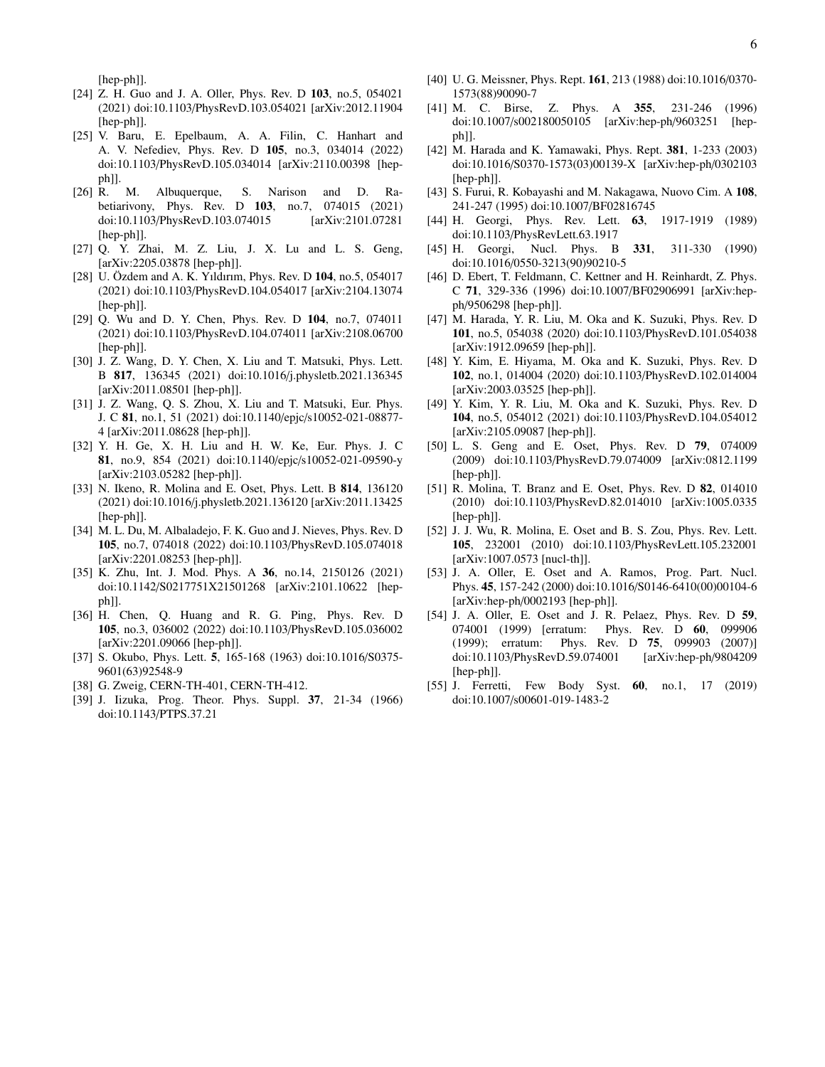[hep-ph]].

[24] Z. H. Guo and J. A. Oller, Phys. Rev. D **103**, no.5, 054021 (2021) doi:10.1103/PhysRevD.103.054021 [arXiv:2012.11904 [hep-ph]].

[25] V. Baru, E. Epelbaum, A. A. Filin, C. Hanhart and A. V. Nefediev, Phys. Rev. D **105**, no.3, 034014 (2022) doi:10.1103/PhysRevD.105.034014 [arXiv:2110.00398 [hep-ph]].

[26] R. M. Albuquerque, S. Narison and D. Rabetiarivony, Phys. Rev. D **103**, no.7, 074015 (2021) doi:10.1103/PhysRevD.103.074015 [arXiv:2101.07281 [hep-ph]].

[27] Q. Y. Zhai, M. Z. Liu, J. X. Lu and L. S. Geng, [arXiv:2205.03878 [hep-ph]].

[28] U. Özdem and A. K. Yıldırım, Phys. Rev. D **104**, no.5, 054017 (2021) doi:10.1103/PhysRevD.104.054017 [arXiv:2104.13074 [hep-ph]].

[29] Q. Wu and D. Y. Chen, Phys. Rev. D **104**, no.7, 074011 (2021) doi:10.1103/PhysRevD.104.074011 [arXiv:2108.06700 [hep-ph]].

[30] J. Z. Wang, D. Y. Chen, X. Liu and T. Matsuki, Phys. Lett. B **817**, 136345 (2021) doi:10.1016/j.physletb.2021.136345 [arXiv:2011.08501 [hep-ph]].

[31] J. Z. Wang, Q. S. Zhou, X. Liu and T. Matsuki, Eur. Phys. J. C **81**, no.1, 51 (2021) doi:10.1140/epjc/s10052-021-08877-4 [arXiv:2011.08628 [hep-ph]].

[32] Y. H. Ge, X. H. Liu and H. W. Ke, Eur. Phys. J. C **81**, no.9, 854 (2021) doi:10.1140/epjc/s10052-021-09590-y [arXiv:2103.05282 [hep-ph]].

[33] N. Ikeno, R. Molina and E. Oset, Phys. Lett. B **814**, 136120 (2021) doi:10.1016/j.physletb.2021.136120 [arXiv:2011.13425 [hep-ph]].

[34] M. L. Du, M. Albaladejo, F. K. Guo and J. Nieves, Phys. Rev. D **105**, no.7, 074018 (2022) doi:10.1103/PhysRevD.105.074018 [arXiv:2201.08253 [hep-ph]].

[35] K. Zhu, Int. J. Mod. Phys. A **36**, no.14, 2150126 (2021) doi:10.1142/S0217751X21501268 [arXiv:2101.10622 [hep-ph]].

[36] H. Chen, Q. Huang and R. G. Ping, Phys. Rev. D **105**, no.3, 036002 (2022) doi:10.1103/PhysRevD.105.036002 [arXiv:2201.09066 [hep-ph]].

[37] S. Okubo, Phys. Lett. **5**, 165-168 (1963) doi:10.1016/S0375-9601(63)92548-9

[38] G. Zweig, CERN-TH-401, CERN-TH-412.

[39] J. Iizuka, Prog. Theor. Phys. Suppl. **37**, 21-34 (1966) doi:10.1143/PTPS.37.21

[40] U. G. Meissner, Phys. Rept. **161**, 213 (1988) doi:10.1016/0370-1573(88)90090-7

[41] M. C. Birse, Z. Phys. A **355**, 231-246 (1996) doi:10.1007/s002180050105 [arXiv:hep-ph/9603251 [hep-ph]].

[42] M. Harada and K. Yamawaki, Phys. Rept. **381**, 1-233 (2003) doi:10.1016/S0370-1573(03)00139-X [arXiv:hep-ph/0302103 [hep-ph]].

[43] S. Furui, R. Kobayashi and M. Nakagawa, Nuovo Cim. A **108**, 241-247 (1995) doi:10.1007/BF02816745

[44] H. Georgi, Phys. Rev. Lett. **63**, 1917-1919 (1989) doi:10.1103/PhysRevLett.63.1917

[45] H. Georgi, Nucl. Phys. B **331**, 311-330 (1990) doi:10.1016/0550-3213(90)90210-5

[46] D. Ebert, T. Feldmann, C. Kettner and H. Reinhardt, Z. Phys. C **71**, 329-336 (1996) doi:10.1007/BF02906991 [arXiv:hep-ph/9506298 [hep-ph]].

[47] M. Harada, Y. R. Liu, M. Oka and K. Suzuki, Phys. Rev. D **101**, no.5, 054038 (2020) doi:10.1103/PhysRevD.101.054038 [arXiv:1912.09659 [hep-ph]].

[48] Y. Kim, E. Hiyama, M. Oka and K. Suzuki, Phys. Rev. D **102**, no.1, 014004 (2020) doi:10.1103/PhysRevD.102.014004 [arXiv:2003.03525 [hep-ph]].

[49] Y. Kim, Y. R. Liu, M. Oka and K. Suzuki, Phys. Rev. D **104**, no.5, 054012 (2021) doi:10.1103/PhysRevD.104.054012 [arXiv:2105.09087 [hep-ph]].

[50] L. S. Geng and E. Oset, Phys. Rev. D **79**, 074009 (2009) doi:10.1103/PhysRevD.79.074009 [arXiv:0812.1199 [hep-ph]].

[51] R. Molina, T. Branz and E. Oset, Phys. Rev. D **82**, 014010 (2010) doi:10.1103/PhysRevD.82.014010 [arXiv:1005.0335 [hep-ph]].

[52] J. J. Wu, R. Molina, E. Oset and B. S. Zou, Phys. Rev. Lett. **105**, 232001 (2010) doi:10.1103/PhysRevLett.105.232001 [arXiv:1007.0573 [nucl-th]].

[53] J. A. Oller, E. Oset and A. Ramos, Prog. Part. Nucl. Phys. **45**, 157-242 (2000) doi:10.1016/S0146-6410(00)00104-6 [arXiv:hep-ph/0002193 [hep-ph]].

[54] J. A. Oller, E. Oset and J. R. Pelaez, Phys. Rev. D **59**, 074001 (1999) [erratum: Phys. Rev. D **60**, 099906 (1999); erratum: Phys. Rev. D **75**, 099903 (2007)] doi:10.1103/PhysRevD.59.074001 [arXiv:hep-ph/9804209 [hep-ph]].

[55] J. Ferretti, Few Body Syst. **60**, no.1, 17 (2019) doi:10.1007/s00601-019-1483-2